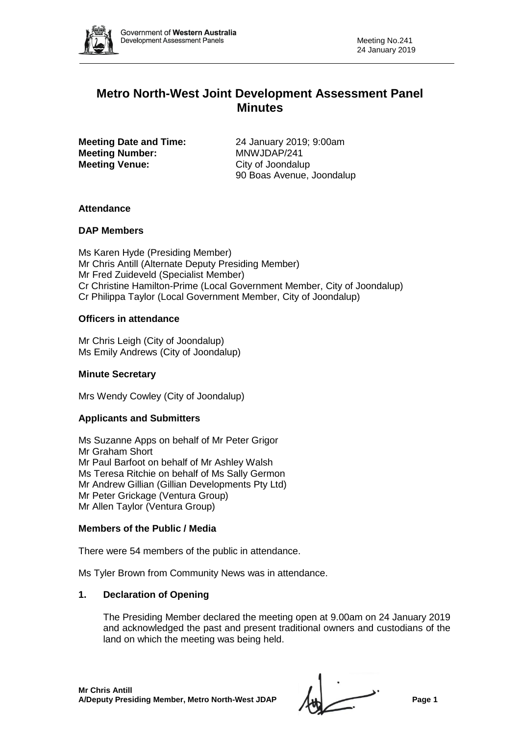# Metro North-West Joint Development Assessment Panel Minutes

**Meeting Date and Time:** 24 January 2019; 9:00am
**Meeting Number:** MNWJDAP/241
**Meeting Venue:** City of Joondalup
90 Boas Avenue, Joondalup

## Attendance

### DAP Members

Ms Karen Hyde (Presiding Member)
Mr Chris Antill (Alternate Deputy Presiding Member)
Mr Fred Zuideveld (Specialist Member)
Cr Christine Hamilton-Prime (Local Government Member, City of Joondalup)
Cr Philippa Taylor (Local Government Member, City of Joondalup)

### Officers in attendance

Mr Chris Leigh (City of Joondalup)
Ms Emily Andrews (City of Joondalup)

### Minute Secretary

Mrs Wendy Cowley (City of Joondalup)

### Applicants and Submitters

Ms Suzanne Apps on behalf of Mr Peter Grigor
Mr Graham Short
Mr Paul Barfoot on behalf of Mr Ashley Walsh
Ms Teresa Ritchie on behalf of Ms Sally Germon
Mr Andrew Gillian (Gillian Developments Pty Ltd)
Mr Peter Grickage (Ventura Group)
Mr Allen Taylor (Ventura Group)

### Members of the Public / Media

There were 54 members of the public in attendance.

Ms Tyler Brown from Community News was in attendance.

## 1. Declaration of Opening

The Presiding Member declared the meeting open at 9.00am on 24 January 2019 and acknowledged the past and present traditional owners and custodians of the land on which the meeting was being held.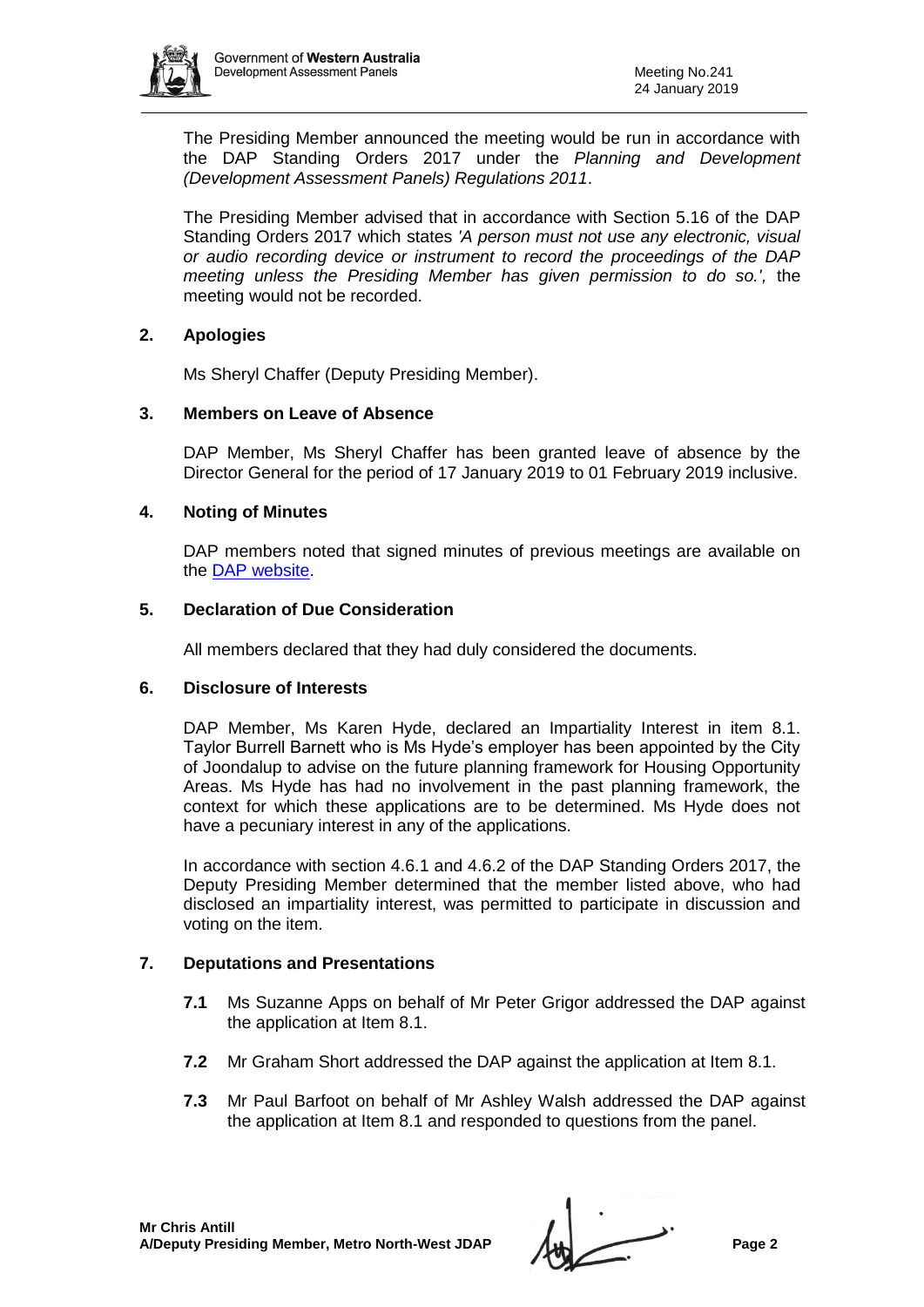The Presiding Member announced the meeting would be run in accordance with the DAP Standing Orders 2017 under the *Planning and Development (Development Assessment Panels) Regulations 2011*.

The Presiding Member advised that in accordance with Section 5.16 of the DAP Standing Orders 2017 which states *'A person must not use any electronic, visual or audio recording device or instrument to record the proceedings of the DAP meeting unless the Presiding Member has given permission to do so.',* the meeting would not be recorded.

## 2. Apologies

Ms Sheryl Chaffer (Deputy Presiding Member).

## 3. Members on Leave of Absence

DAP Member, Ms Sheryl Chaffer has been granted leave of absence by the Director General for the period of 17 January 2019 to 01 February 2019 inclusive.

## 4. Noting of Minutes

DAP members noted that signed minutes of previous meetings are available on the DAP website.

## 5. Declaration of Due Consideration

All members declared that they had duly considered the documents.

## 6. Disclosure of Interests

DAP Member, Ms Karen Hyde, declared an Impartiality Interest in item 8.1. Taylor Burrell Barnett who is Ms Hyde's employer has been appointed by the City of Joondalup to advise on the future planning framework for Housing Opportunity Areas. Ms Hyde has had no involvement in the past planning framework, the context for which these applications are to be determined. Ms Hyde does not have a pecuniary interest in any of the applications.

In accordance with section 4.6.1 and 4.6.2 of the DAP Standing Orders 2017, the Deputy Presiding Member determined that the member listed above, who had disclosed an impartiality interest, was permitted to participate in discussion and voting on the item.

## 7. Deputations and Presentations

**7.1** Ms Suzanne Apps on behalf of Mr Peter Grigor addressed the DAP against the application at Item 8.1.

**7.2** Mr Graham Short addressed the DAP against the application at Item 8.1.

**7.3** Mr Paul Barfoot on behalf of Mr Ashley Walsh addressed the DAP against the application at Item 8.1 and responded to questions from the panel.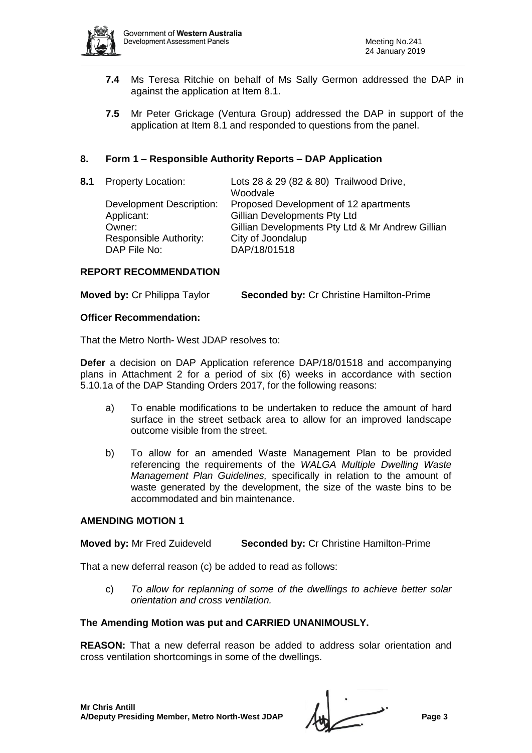**7.4** Ms Teresa Ritchie on behalf of Ms Sally Germon addressed the DAP in against the application at Item 8.1.

**7.5** Mr Peter Grickage (Ventura Group) addressed the DAP in support of the application at Item 8.1 and responded to questions from the panel.

## 8. Form 1 – Responsible Authority Reports – DAP Application

**8.1** Property Location: Lots 28 & 29 (82 & 80) Trailwood Drive, Woodvale
Development Description: Proposed Development of 12 apartments
Applicant: Gillian Developments Pty Ltd
Owner: Gillian Developments Pty Ltd & Mr Andrew Gillian
Responsible Authority: City of Joondalup
DAP File No: DAP/18/01518

**REPORT RECOMMENDATION**

**Moved by:** Cr Philippa Taylor **Seconded by:** Cr Christine Hamilton-Prime

**Officer Recommendation:**

That the Metro North- West JDAP resolves to:

**Defer** a decision on DAP Application reference DAP/18/01518 and accompanying plans in Attachment 2 for a period of six (6) weeks in accordance with section 5.10.1a of the DAP Standing Orders 2017, for the following reasons:

a) To enable modifications to be undertaken to reduce the amount of hard surface in the street setback area to allow for an improved landscape outcome visible from the street.

b) To allow for an amended Waste Management Plan to be provided referencing the requirements of the *WALGA Multiple Dwelling Waste Management Plan Guidelines,* specifically in relation to the amount of waste generated by the development, the size of the waste bins to be accommodated and bin maintenance.

**AMENDING MOTION 1**

**Moved by:** Mr Fred Zuideveld **Seconded by:** Cr Christine Hamilton-Prime

That a new deferral reason (c) be added to read as follows:

c) *To allow for replanning of some of the dwellings to achieve better solar orientation and cross ventilation.*

**The Amending Motion was put and CARRIED UNANIMOUSLY.**

**REASON:** That a new deferral reason be added to address solar orientation and cross ventilation shortcomings in some of the dwellings.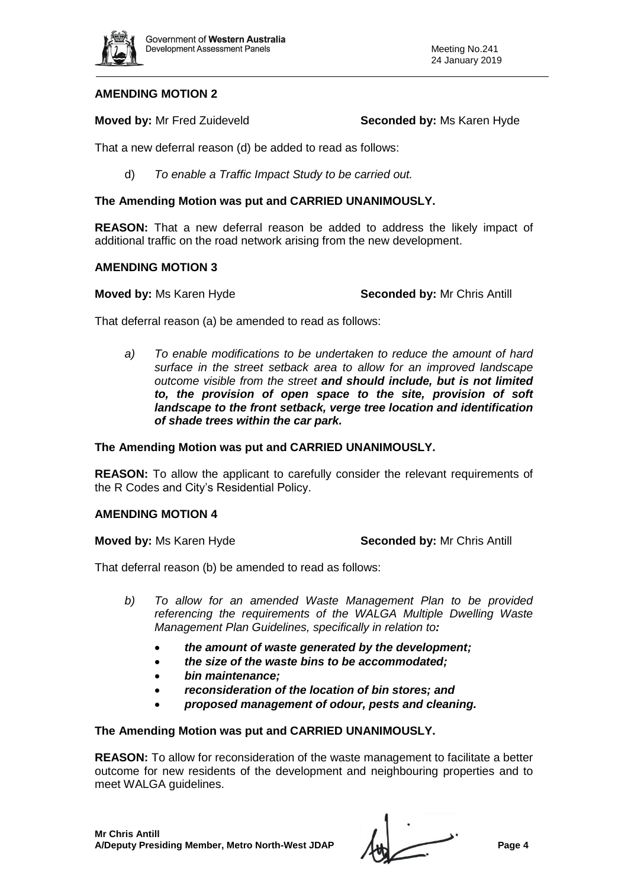**AMENDING MOTION 2**

**Moved by:** Mr Fred Zuideveld **Seconded by:** Ms Karen Hyde

That a new deferral reason (d) be added to read as follows:

d) *To enable a Traffic Impact Study to be carried out.*

**The Amending Motion was put and CARRIED UNANIMOUSLY.**

**REASON:** That a new deferral reason be added to address the likely impact of additional traffic on the road network arising from the new development.

**AMENDING MOTION 3**

**Moved by:** Ms Karen Hyde **Seconded by:** Mr Chris Antill

That deferral reason (a) be amended to read as follows:

*a) To enable modifications to be undertaken to reduce the amount of hard surface in the street setback area to allow for an improved landscape outcome visible from the street* ***and should include, but is not limited to, the provision of open space to the site, provision of soft landscape to the front setback, verge tree location and identification of shade trees within the car park.***

**The Amending Motion was put and CARRIED UNANIMOUSLY.**

**REASON:** To allow the applicant to carefully consider the relevant requirements of the R Codes and City's Residential Policy.

**AMENDING MOTION 4**

**Moved by:** Ms Karen Hyde **Seconded by:** Mr Chris Antill

That deferral reason (b) be amended to read as follows:

*b) To allow for an amended Waste Management Plan to be provided referencing the requirements of the WALGA Multiple Dwelling Waste Management Plan Guidelines, specifically in relation to**:***

- ***the amount of waste generated by the development;***
- ***the size of the waste bins to be accommodated;***
- ***bin maintenance;***
- ***reconsideration of the location of bin stores; and***
- ***proposed management of odour, pests and cleaning.***

**The Amending Motion was put and CARRIED UNANIMOUSLY.**

**REASON:** To allow for reconsideration of the waste management to facilitate a better outcome for new residents of the development and neighbouring properties and to meet WALGA guidelines.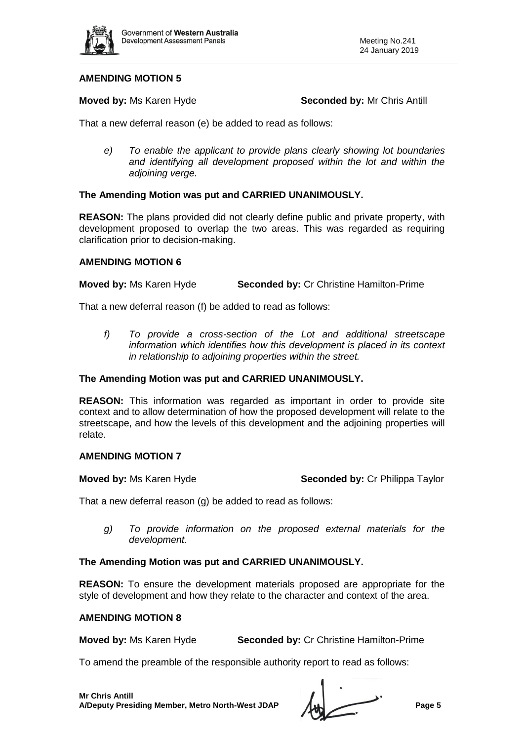## AMENDING MOTION 5

**Moved by:** Ms Karen Hyde **Seconded by:** Mr Chris Antill

That a new deferral reason (e) be added to read as follows:

> e) *To enable the applicant to provide plans clearly showing lot boundaries and identifying all development proposed within the lot and within the adjoining verge.*

**The Amending Motion was put and CARRIED UNANIMOUSLY.**

**REASON:** The plans provided did not clearly define public and private property, with development proposed to overlap the two areas. This was regarded as requiring clarification prior to decision-making.

## AMENDING MOTION 6

**Moved by:** Ms Karen Hyde **Seconded by:** Cr Christine Hamilton-Prime

That a new deferral reason (f) be added to read as follows:

> f) *To provide a cross-section of the Lot and additional streetscape information which identifies how this development is placed in its context in relationship to adjoining properties within the street.*

**The Amending Motion was put and CARRIED UNANIMOUSLY.**

**REASON:** This information was regarded as important in order to provide site context and to allow determination of how the proposed development will relate to the streetscape, and how the levels of this development and the adjoining properties will relate.

## AMENDING MOTION 7

**Moved by:** Ms Karen Hyde **Seconded by:** Cr Philippa Taylor

That a new deferral reason (g) be added to read as follows:

> g) *To provide information on the proposed external materials for the development.*

**The Amending Motion was put and CARRIED UNANIMOUSLY.**

**REASON:** To ensure the development materials proposed are appropriate for the style of development and how they relate to the character and context of the area.

## AMENDING MOTION 8

**Moved by:** Ms Karen Hyde **Seconded by:** Cr Christine Hamilton-Prime

To amend the preamble of the responsible authority report to read as follows: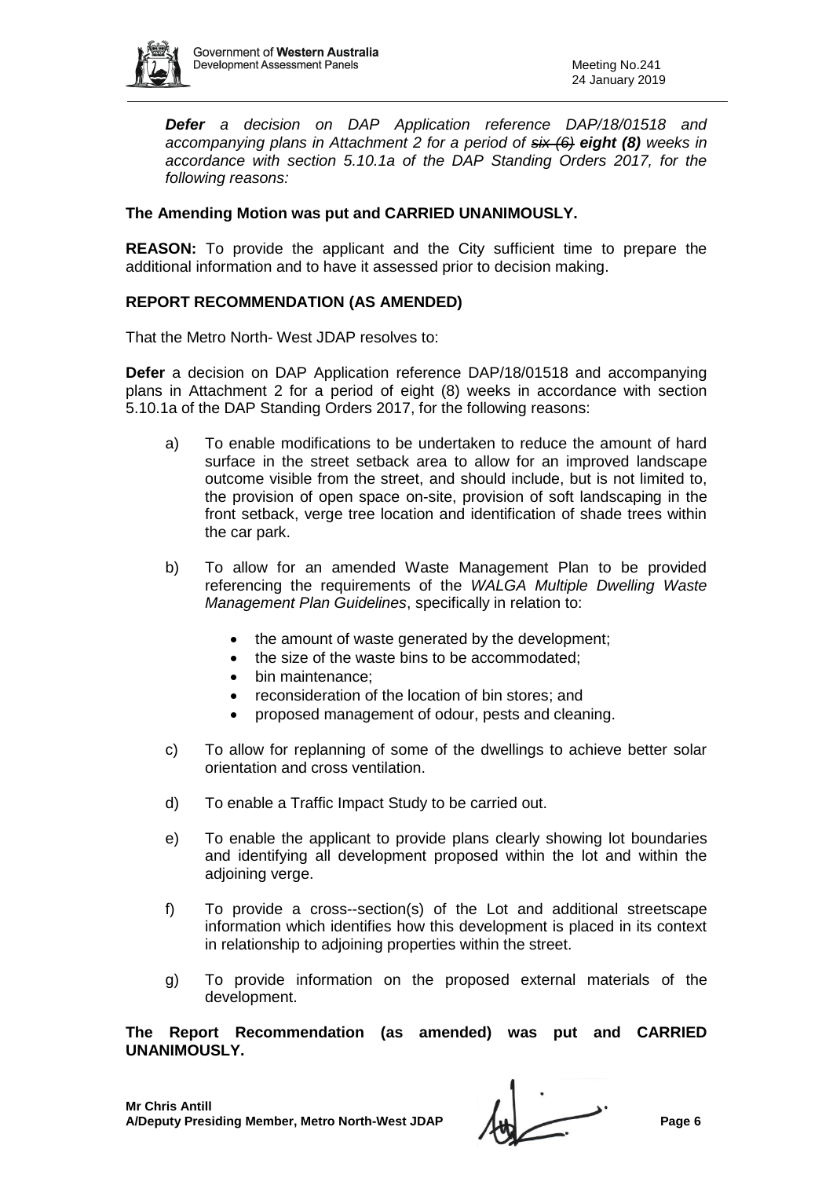***Defer** a decision on DAP Application reference DAP/18/01518 and accompanying plans in Attachment 2 for a period of ~~six (6)~~ **eight (8)** weeks in accordance with section 5.10.1a of the DAP Standing Orders 2017, for the following reasons:*

**The Amending Motion was put and CARRIED UNANIMOUSLY.**

**REASON:** To provide the applicant and the City sufficient time to prepare the additional information and to have it assessed prior to decision making.

**REPORT RECOMMENDATION (AS AMENDED)**

That the Metro North- West JDAP resolves to:

**Defer** a decision on DAP Application reference DAP/18/01518 and accompanying plans in Attachment 2 for a period of eight (8) weeks in accordance with section 5.10.1a of the DAP Standing Orders 2017, for the following reasons:

a) To enable modifications to be undertaken to reduce the amount of hard surface in the street setback area to allow for an improved landscape outcome visible from the street, and should include, but is not limited to, the provision of open space on-site, provision of soft landscaping in the front setback, verge tree location and identification of shade trees within the car park.

b) To allow for an amended Waste Management Plan to be provided referencing the requirements of the *WALGA Multiple Dwelling Waste Management Plan Guidelines*, specifically in relation to:

   - the amount of waste generated by the development;
   - the size of the waste bins to be accommodated;
   - bin maintenance;
   - reconsideration of the location of bin stores; and
   - proposed management of odour, pests and cleaning.

c) To allow for replanning of some of the dwellings to achieve better solar orientation and cross ventilation.

d) To enable a Traffic Impact Study to be carried out.

e) To enable the applicant to provide plans clearly showing lot boundaries and identifying all development proposed within the lot and within the adjoining verge.

f) To provide a cross--section(s) of the Lot and additional streetscape information which identifies how this development is placed in its context in relationship to adjoining properties within the street.

g) To provide information on the proposed external materials of the development.

**The Report Recommendation (as amended) was put and CARRIED UNANIMOUSLY.**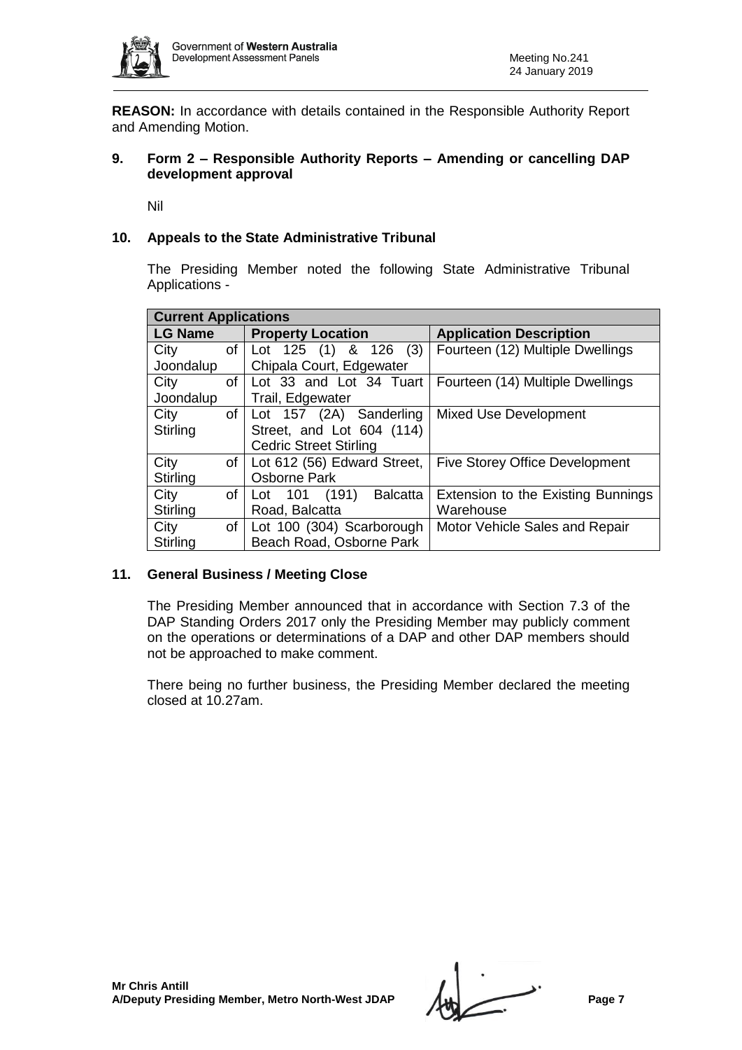**REASON:** In accordance with details contained in the Responsible Authority Report and Amending Motion.

## 9. Form 2 – Responsible Authority Reports – Amending or cancelling DAP development approval

Nil

## 10. Appeals to the State Administrative Tribunal

The Presiding Member noted the following State Administrative Tribunal Applications -

| **Current Applications** | | |
|---|---|---|
| **LG Name** | **Property Location** | **Application Description** |
| City of Joondalup | Lot 125 (1) & 126 (3) Chipala Court, Edgewater | Fourteen (12) Multiple Dwellings |
| City of Joondalup | Lot 33 and Lot 34 Tuart Trail, Edgewater | Fourteen (14) Multiple Dwellings |
| City of Stirling | Lot 157 (2A) Sanderling Street, and Lot 604 (114) Cedric Street Stirling | Mixed Use Development |
| City of Stirling | Lot 612 (56) Edward Street, Osborne Park | Five Storey Office Development |
| City of Stirling | Lot 101 (191) Balcatta Road, Balcatta | Extension to the Existing Bunnings Warehouse |
| City of Stirling | Lot 100 (304) Scarborough Beach Road, Osborne Park | Motor Vehicle Sales and Repair |

## 11. General Business / Meeting Close

The Presiding Member announced that in accordance with Section 7.3 of the DAP Standing Orders 2017 only the Presiding Member may publicly comment on the operations or determinations of a DAP and other DAP members should not be approached to make comment.

There being no further business, the Presiding Member declared the meeting closed at 10.27am.